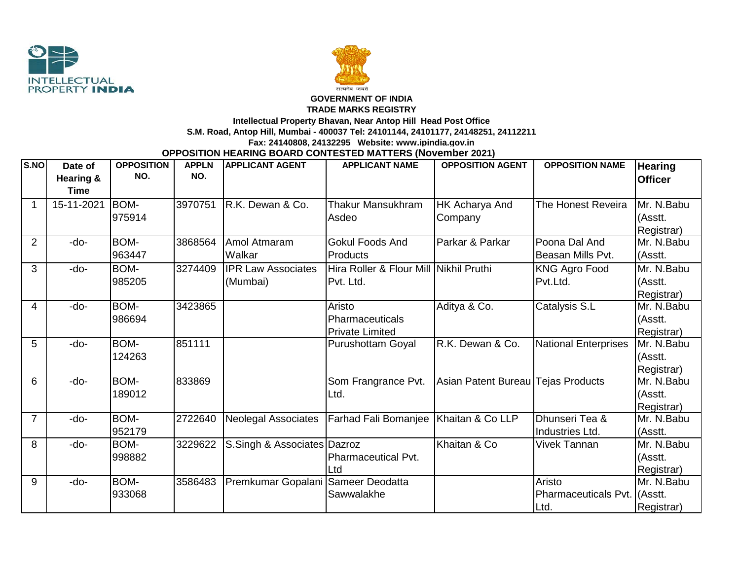GOVERNMENT OF INDIA
TRADE MARKS REGISTRY
Intellectual Property Bhavan, Near Antop Hill Head Post Office
S.M. Road, Antop Hill, Mumbai - 400037 Tel: 24101144, 24101177, 24148251, 24112211
Fax: 24140808, 24132295 Website: www.ipindia.gov.in

## OPPOSITION HEARING BOARD CONTESTED MATTERS (November 2021)

| S.NO | Date of Hearing & Time | OPPOSITION NO. | APPLN NO. | APPLICANT AGENT | APPLICANT NAME | OPPOSITION AGENT | OPPOSITION NAME | Hearing Officer |
|---|---|---|---|---|---|---|---|---|
| 1 | 15-11-2021 | BOM-975914 | 3970751 | R.K. Dewan & Co. | Thakur Mansukhram Asdeo | HK Acharya And Company | The Honest Reveira | Mr. N.Babu (Asstt. Registrar) |
| 2 | -do- | BOM-963447 | 3868564 | Amol Atmaram Walkar | Gokul Foods And Products | Parkar & Parkar | Poona Dal And Beasan Mills Pvt. | Mr. N.Babu (Asstt. |
| 3 | -do- | BOM-985205 | 3274409 | IPR Law Associates (Mumbai) | Hira Roller & Flour Mill Pvt. Ltd. | Nikhil Pruthi | KNG Agro Food Pvt.Ltd. | Mr. N.Babu (Asstt. Registrar) |
| 4 | -do- | BOM-986694 | 3423865 | | Aristo Pharmaceuticals Private Limited | Aditya & Co. | Catalysis S.L | Mr. N.Babu (Asstt. Registrar) |
| 5 | -do- | BOM-124263 | 851111 | | Purushottam Goyal | R.K. Dewan & Co. | National Enterprises | Mr. N.Babu (Asstt. Registrar) |
| 6 | -do- | BOM-189012 | 833869 | | Som Frangrance Pvt. Ltd. | Asian Patent Bureau | Tejas Products | Mr. N.Babu (Asstt. Registrar) |
| 7 | -do- | BOM-952179 | 2722640 | Neolegal Associates | Farhad Fali Bomanjee | Khaitan & Co LLP | Dhunseri Tea & Industries Ltd. | Mr. N.Babu (Asstt. |
| 8 | -do- | BOM-998882 | 3229622 | S.Singh & Associates | Dazroz Pharmaceutical Pvt. Ltd | Khaitan & Co | Vivek Tannan | Mr. N.Babu (Asstt. Registrar) |
| 9 | -do- | BOM-933068 | 3586483 | Premkumar Gopalani | Sameer Deodatta Sawwalakhe | | Aristo Pharmaceuticals Pvt. Ltd. | Mr. N.Babu (Asstt. Registrar) |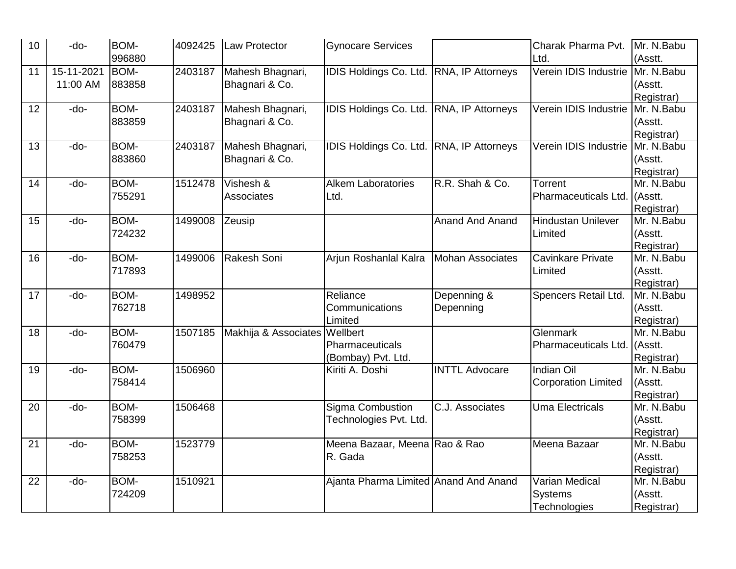| 10 | -do- | BOM-996880 | 4092425 | Law Protector | Gynocare Services | | Charak Pharma Pvt. Ltd. | Mr. N.Babu (Asstt. |
|---|---|---|---|---|---|---|---|---|
| 11 | 15-11-2021 11:00 AM | BOM-883858 | 2403187 | Mahesh Bhagnari, Bhagnari & Co. | IDIS Holdings Co. Ltd. | RNA, IP Attorneys | Verein IDIS Industrie | Mr. N.Babu (Asstt. Registrar) |
| 12 | -do- | BOM-883859 | 2403187 | Mahesh Bhagnari, Bhagnari & Co. | IDIS Holdings Co. Ltd. | RNA, IP Attorneys | Verein IDIS Industrie | Mr. N.Babu (Asstt. Registrar) |
| 13 | -do- | BOM-883860 | 2403187 | Mahesh Bhagnari, Bhagnari & Co. | IDIS Holdings Co. Ltd. | RNA, IP Attorneys | Verein IDIS Industrie | Mr. N.Babu (Asstt. Registrar) |
| 14 | -do- | BOM-755291 | 1512478 | Vishesh & Associates | Alkem Laboratories Ltd. | R.R. Shah & Co. | Torrent Pharmaceuticals Ltd. | Mr. N.Babu (Asstt. Registrar) |
| 15 | -do- | BOM-724232 | 1499008 | Zeusip | | Anand And Anand | Hindustan Unilever Limited | Mr. N.Babu (Asstt. Registrar) |
| 16 | -do- | BOM-717893 | 1499006 | Rakesh Soni | Arjun Roshanlal Kalra | Mohan Associates | Cavinkare Private Limited | Mr. N.Babu (Asstt. Registrar) |
| 17 | -do- | BOM-762718 | 1498952 | | Reliance Communications Limited | Depenning & Depenning | Spencers Retail Ltd. | Mr. N.Babu (Asstt. Registrar) |
| 18 | -do- | BOM-760479 | 1507185 | Makhija & Associates | Wellbert Pharmaceuticals (Bombay) Pvt. Ltd. | | Glenmark Pharmaceuticals Ltd. | Mr. N.Babu (Asstt. Registrar) |
| 19 | -do- | BOM-758414 | 1506960 | | Kiriti A. Doshi | INTTL Advocare | Indian Oil Corporation Limited | Mr. N.Babu (Asstt. Registrar) |
| 20 | -do- | BOM-758399 | 1506468 | | Sigma Combustion Technologies Pvt. Ltd. | C.J. Associates | Uma Electricals | Mr. N.Babu (Asstt. Registrar) |
| 21 | -do- | BOM-758253 | 1523779 | | Meena Bazaar, Meena R. Gada | Rao & Rao | Meena Bazaar | Mr. N.Babu (Asstt. Registrar) |
| 22 | -do- | BOM-724209 | 1510921 | | Ajanta Pharma Limited | Anand And Anand | Varian Medical Systems Technologies | Mr. N.Babu (Asstt. Registrar) |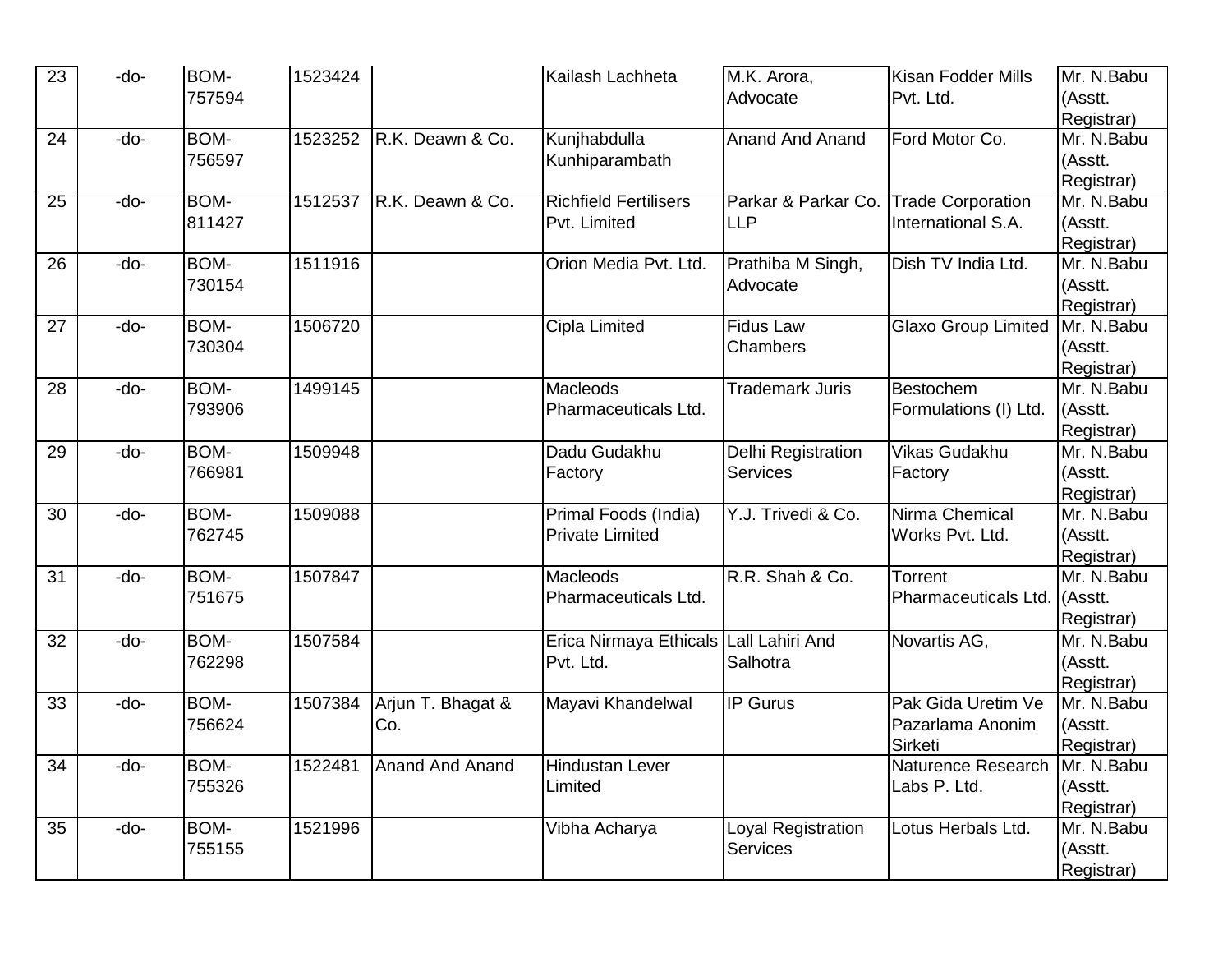| 23 | -do- | BOM-757594 | 1523424 | | Kailash Lachheta | M.K. Arora, Advocate | Kisan Fodder Mills Pvt. Ltd. | Mr. N.Babu (Asstt. Registrar) |
|---|---|---|---|---|---|---|---|---|
| 24 | -do- | BOM-756597 | 1523252 | R.K. Deawn & Co. | Kunjhabdulla Kunhiparambath | Anand And Anand | Ford Motor Co. | Mr. N.Babu (Asstt. Registrar) |
| 25 | -do- | BOM-811427 | 1512537 | R.K. Deawn & Co. | Richfield Fertilisers Pvt. Limited | Parkar & Parkar Co. LLP | Trade Corporation International S.A. | Mr. N.Babu (Asstt. Registrar) |
| 26 | -do- | BOM-730154 | 1511916 | | Orion Media Pvt. Ltd. | Prathiba M Singh, Advocate | Dish TV India Ltd. | Mr. N.Babu (Asstt. Registrar) |
| 27 | -do- | BOM-730304 | 1506720 | | Cipla Limited | Fidus Law Chambers | Glaxo Group Limited | Mr. N.Babu (Asstt. Registrar) |
| 28 | -do- | BOM-793906 | 1499145 | | Macleods Pharmaceuticals Ltd. | Trademark Juris | Bestochem Formulations (I) Ltd. | Mr. N.Babu (Asstt. Registrar) |
| 29 | -do- | BOM-766981 | 1509948 | | Dadu Gudakhu Factory | Delhi Registration Services | Vikas Gudakhu Factory | Mr. N.Babu (Asstt. Registrar) |
| 30 | -do- | BOM-762745 | 1509088 | | Primal Foods (India) Private Limited | Y.J. Trivedi & Co. | Nirma Chemical Works Pvt. Ltd. | Mr. N.Babu (Asstt. Registrar) |
| 31 | -do- | BOM-751675 | 1507847 | | Macleods Pharmaceuticals Ltd. | R.R. Shah & Co. | Torrent Pharmaceuticals Ltd. | Mr. N.Babu (Asstt. Registrar) |
| 32 | -do- | BOM-762298 | 1507584 | | Erica Nirmaya Ethicals Pvt. Ltd. | Lall Lahiri And Salhotra | Novartis AG, | Mr. N.Babu (Asstt. Registrar) |
| 33 | -do- | BOM-756624 | 1507384 | Arjun T. Bhagat & Co. | Mayavi Khandelwal | IP Gurus | Pak Gida Uretim Ve Pazarlama Anonim Sirketi | Mr. N.Babu (Asstt. Registrar) |
| 34 | -do- | BOM-755326 | 1522481 | Anand And Anand | Hindustan Lever Limited | | Naturence Research Labs P. Ltd. | Mr. N.Babu (Asstt. Registrar) |
| 35 | -do- | BOM-755155 | 1521996 | | Vibha Acharya | Loyal Registration Services | Lotus Herbals Ltd. | Mr. N.Babu (Asstt. Registrar) |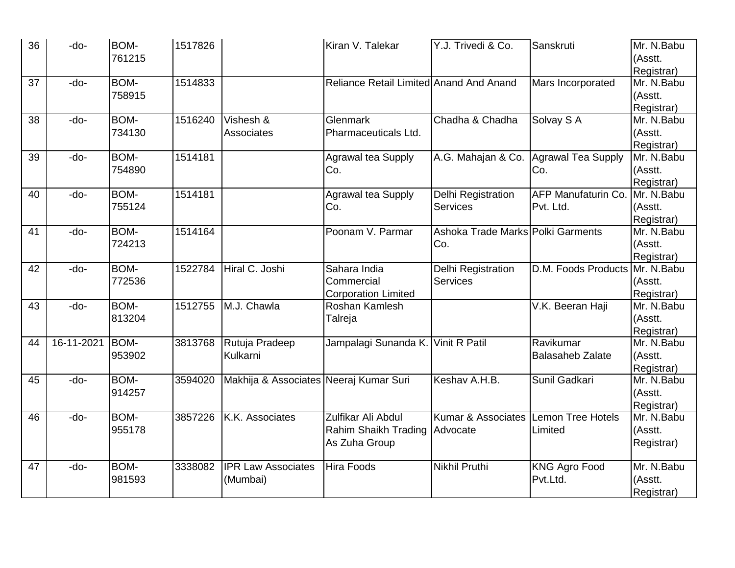| 36 | -do- | BOM-761215 | 1517826 | | Kiran V. Talekar | Y.J. Trivedi & Co. | Sanskruti | Mr. N.Babu (Asstt. Registrar) |
|---|---|---|---|---|---|---|---|---|
| 37 | -do- | BOM-758915 | 1514833 | | Reliance Retail Limited | Anand And Anand | Mars Incorporated | Mr. N.Babu (Asstt. Registrar) |
| 38 | -do- | BOM-734130 | 1516240 | Vishesh & Associates | Glenmark Pharmaceuticals Ltd. | Chadha & Chadha | Solvay S A | Mr. N.Babu (Asstt. Registrar) |
| 39 | -do- | BOM-754890 | 1514181 | | Agrawal tea Supply Co. | A.G. Mahajan & Co. | Agrawal Tea Supply Co. | Mr. N.Babu (Asstt. Registrar) |
| 40 | -do- | BOM-755124 | 1514181 | | Agrawal tea Supply Co. | Delhi Registration Services | AFP Manufaturin Co. Pvt. Ltd. | Mr. N.Babu (Asstt. Registrar) |
| 41 | -do- | BOM-724213 | 1514164 | | Poonam V. Parmar | Ashoka Trade Marks Co. | Polki Garments | Mr. N.Babu (Asstt. Registrar) |
| 42 | -do- | BOM-772536 | 1522784 | Hiral C. Joshi | Sahara India Commercial Corporation Limited | Delhi Registration Services | D.M. Foods Products | Mr. N.Babu (Asstt. Registrar) |
| 43 | -do- | BOM-813204 | 1512755 | M.J. Chawla | Roshan Kamlesh Talreja | | V.K. Beeran Haji | Mr. N.Babu (Asstt. Registrar) |
| 44 | 16-11-2021 | BOM-953902 | 3813768 | Rutuja Pradeep Kulkarni | Jampalagi Sunanda K. | Vinit R Patil | Ravikumar Balasaheb Zalate | Mr. N.Babu (Asstt. Registrar) |
| 45 | -do- | BOM-914257 | 3594020 | Makhija & Associates | Neeraj Kumar Suri | Keshav A.H.B. | Sunil Gadkari | Mr. N.Babu (Asstt. Registrar) |
| 46 | -do- | BOM-955178 | 3857226 | K.K. Associates | Zulfikar Ali Abdul Rahim Shaikh Trading As Zuha Group | Kumar & Associates Advocate | Lemon Tree Hotels Limited | Mr. N.Babu (Asstt. Registrar) |
| 47 | -do- | BOM-981593 | 3338082 | IPR Law Associates (Mumbai) | Hira Foods | Nikhil Pruthi | KNG Agro Food Pvt.Ltd. | Mr. N.Babu (Asstt. Registrar) |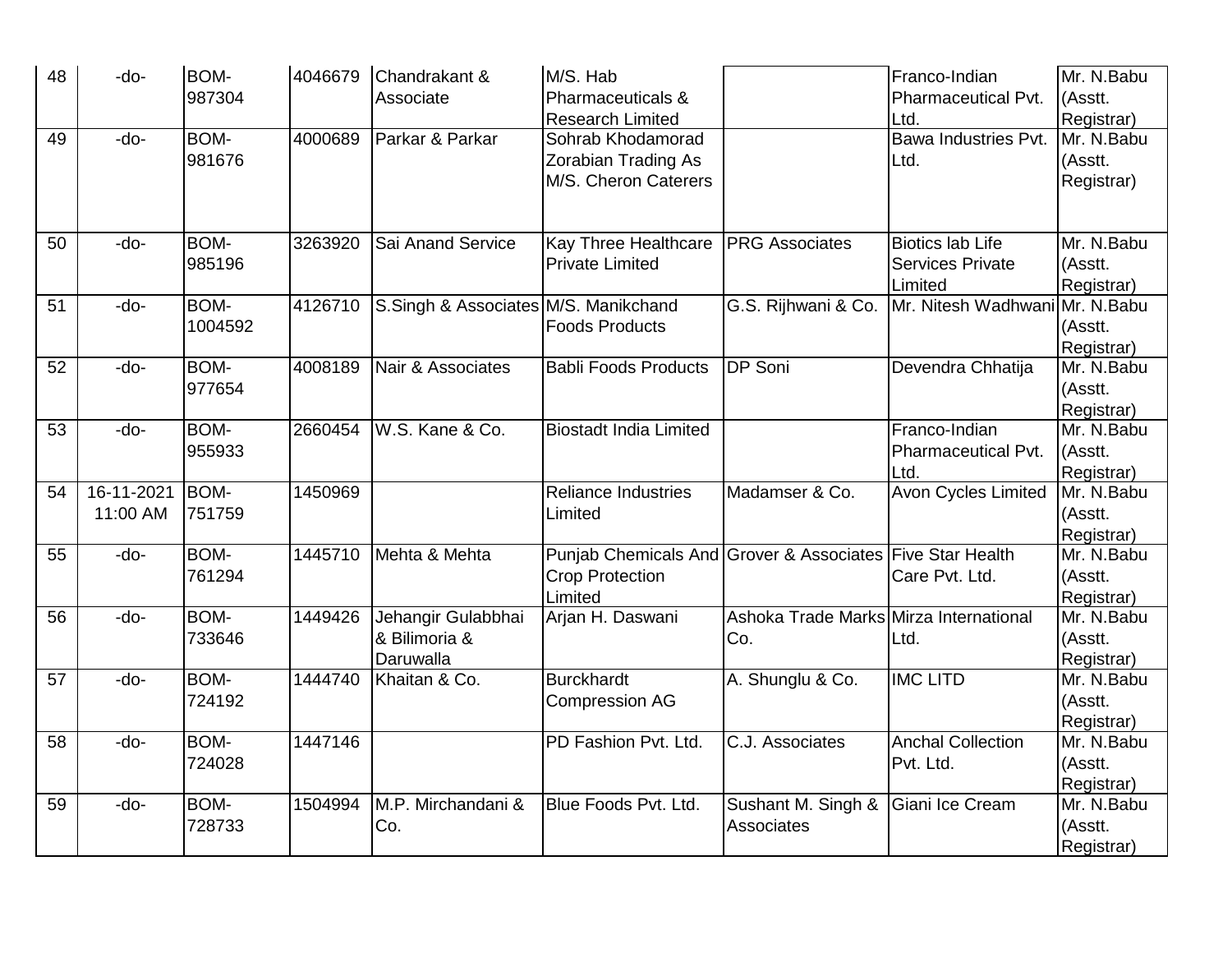| | | | | | | | | |
|---|---|---|---|---|---|---|---|---|
| 48 | -do- | BOM-987304 | 4046679 | Chandrakant & Associate | M/S. Hab Pharmaceuticals & Research Limited | | Franco-Indian Pharmaceutical Pvt. Ltd. | Mr. N.Babu (Asstt. Registrar) |
| 49 | -do- | BOM-981676 | 4000689 | Parkar & Parkar | Sohrab Khodamorad Zorabian Trading As M/S. Cheron Caterers | | Bawa Industries Pvt. Ltd. | Mr. N.Babu (Asstt. Registrar) |
| 50 | -do- | BOM-985196 | 3263920 | Sai Anand Service | Kay Three Healthcare Private Limited | PRG Associates | Biotics lab Life Services Private Limited | Mr. N.Babu (Asstt. Registrar) |
| 51 | -do- | BOM-1004592 | 4126710 | S.Singh & Associates | M/S. Manikchand Foods Products | G.S. Rijhwani & Co. | Mr. Nitesh Wadhwani | Mr. N.Babu (Asstt. Registrar) |
| 52 | -do- | BOM-977654 | 4008189 | Nair & Associates | Babli Foods Products | DP Soni | Devendra Chhatija | Mr. N.Babu (Asstt. Registrar) |
| 53 | -do- | BOM-955933 | 2660454 | W.S. Kane & Co. | Biostadt India Limited | | Franco-Indian Pharmaceutical Pvt. Ltd. | Mr. N.Babu (Asstt. Registrar) |
| 54 | 16-11-2021 11:00 AM | BOM-751759 | 1450969 | | Reliance Industries Limited | Madamser & Co. | Avon Cycles Limited | Mr. N.Babu (Asstt. Registrar) |
| 55 | -do- | BOM-761294 | 1445710 | Mehta & Mehta | Punjab Chemicals And Crop Protection Limited | Grover & Associates | Five Star Health Care Pvt. Ltd. | Mr. N.Babu (Asstt. Registrar) |
| 56 | -do- | BOM-733646 | 1449426 | Jehangir Gulabbhai & Bilimoria & Daruwalla | Arjan H. Daswani | Ashoka Trade Marks Co. | Mirza International Ltd. | Mr. N.Babu (Asstt. Registrar) |
| 57 | -do- | BOM-724192 | 1444740 | Khaitan & Co. | Burckhardt Compression AG | A. Shunglu & Co. | IMC LITD | Mr. N.Babu (Asstt. Registrar) |
| 58 | -do- | BOM-724028 | 1447146 | | PD Fashion Pvt. Ltd. | C.J. Associates | Anchal Collection Pvt. Ltd. | Mr. N.Babu (Asstt. Registrar) |
| 59 | -do- | BOM-728733 | 1504994 | M.P. Mirchandani & Co. | Blue Foods Pvt. Ltd. | Sushant M. Singh & Associates | Giani Ice Cream | Mr. N.Babu (Asstt. Registrar) |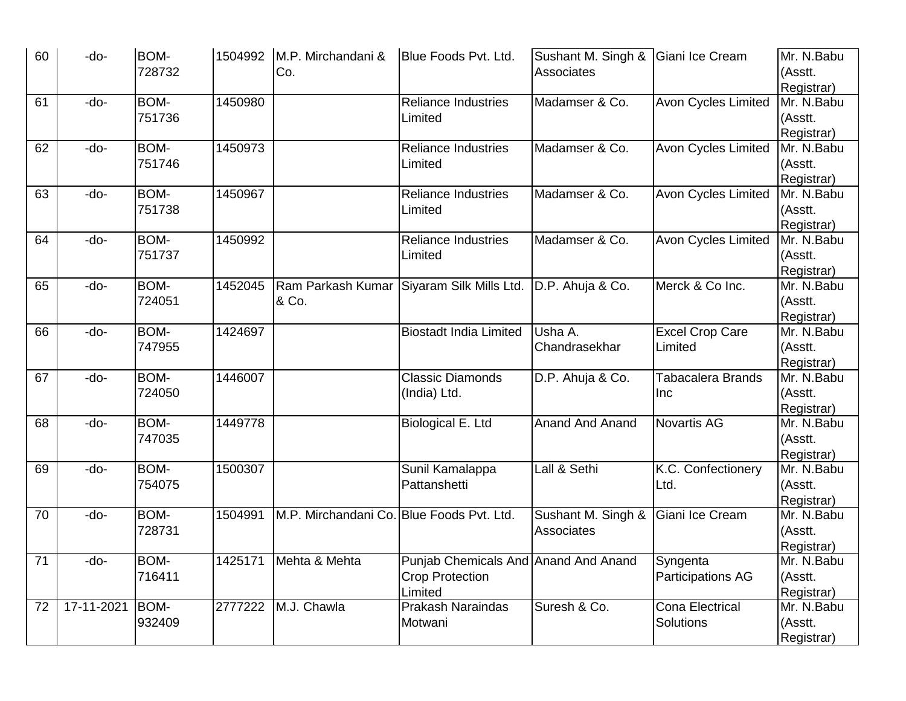| 60 | -do- | BOM-728732 | 1504992 | M.P. Mirchandani & Co. | Blue Foods Pvt. Ltd. | Sushant M. Singh & Associates | Giani Ice Cream | Mr. N.Babu (Asstt. Registrar) |
|---|---|---|---|---|---|---|---|---|
| 61 | -do- | BOM-751736 | 1450980 | | Reliance Industries Limited | Madamser & Co. | Avon Cycles Limited | Mr. N.Babu (Asstt. Registrar) |
| 62 | -do- | BOM-751746 | 1450973 | | Reliance Industries Limited | Madamser & Co. | Avon Cycles Limited | Mr. N.Babu (Asstt. Registrar) |
| 63 | -do- | BOM-751738 | 1450967 | | Reliance Industries Limited | Madamser & Co. | Avon Cycles Limited | Mr. N.Babu (Asstt. Registrar) |
| 64 | -do- | BOM-751737 | 1450992 | | Reliance Industries Limited | Madamser & Co. | Avon Cycles Limited | Mr. N.Babu (Asstt. Registrar) |
| 65 | -do- | BOM-724051 | 1452045 | Ram Parkash Kumar & Co. | Siyaram Silk Mills Ltd. | D.P. Ahuja & Co. | Merck & Co Inc. | Mr. N.Babu (Asstt. Registrar) |
| 66 | -do- | BOM-747955 | 1424697 | | Biostadt India Limited | Usha A. Chandrasekhar | Excel Crop Care Limited | Mr. N.Babu (Asstt. Registrar) |
| 67 | -do- | BOM-724050 | 1446007 | | Classic Diamonds (India) Ltd. | D.P. Ahuja & Co. | Tabacalera Brands Inc | Mr. N.Babu (Asstt. Registrar) |
| 68 | -do- | BOM-747035 | 1449778 | | Biological E. Ltd | Anand And Anand | Novartis AG | Mr. N.Babu (Asstt. Registrar) |
| 69 | -do- | BOM-754075 | 1500307 | | Sunil Kamalappa Pattanshetti | Lall & Sethi | K.C. Confectionery Ltd. | Mr. N.Babu (Asstt. Registrar) |
| 70 | -do- | BOM-728731 | 1504991 | M.P. Mirchandani Co. | Blue Foods Pvt. Ltd. | Sushant M. Singh & Associates | Giani Ice Cream | Mr. N.Babu (Asstt. Registrar) |
| 71 | -do- | BOM-716411 | 1425171 | Mehta & Mehta | Punjab Chemicals And Crop Protection Limited | Anand And Anand | Syngenta Participations AG | Mr. N.Babu (Asstt. Registrar) |
| 72 | 17-11-2021 | BOM-932409 | 2777222 | M.J. Chawla | Prakash Naraindas Motwani | Suresh & Co. | Cona Electrical Solutions | Mr. N.Babu (Asstt. Registrar) |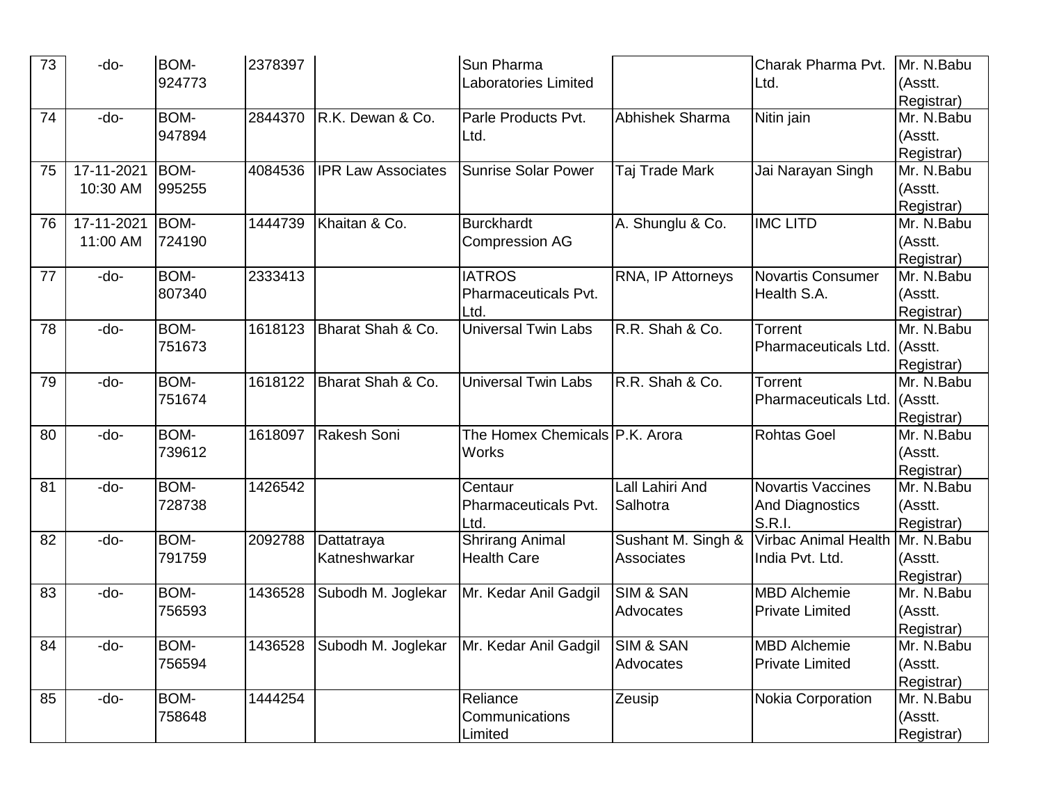| 73 | -do- | BOM-924773 | 2378397 | | Sun Pharma Laboratories Limited | | Charak Pharma Pvt. Ltd. | Mr. N.Babu (Asstt. Registrar) |
|---|---|---|---|---|---|---|---|---|
| 74 | -do- | BOM-947894 | 2844370 | R.K. Dewan & Co. | Parle Products Pvt. Ltd. | Abhishek Sharma | Nitin jain | Mr. N.Babu (Asstt. Registrar) |
| 75 | 17-11-2021 10:30 AM | BOM-995255 | 4084536 | IPR Law Associates | Sunrise Solar Power | Taj Trade Mark | Jai Narayan Singh | Mr. N.Babu (Asstt. Registrar) |
| 76 | 17-11-2021 11:00 AM | BOM-724190 | 1444739 | Khaitan & Co. | Burckhardt Compression AG | A. Shunglu & Co. | IMC LITD | Mr. N.Babu (Asstt. Registrar) |
| 77 | -do- | BOM-807340 | 2333413 | | IATROS Pharmaceuticals Pvt. Ltd. | RNA, IP Attorneys | Novartis Consumer Health S.A. | Mr. N.Babu (Asstt. Registrar) |
| 78 | -do- | BOM-751673 | 1618123 | Bharat Shah & Co. | Universal Twin Labs | R.R. Shah & Co. | Torrent Pharmaceuticals Ltd. | Mr. N.Babu (Asstt. Registrar) |
| 79 | -do- | BOM-751674 | 1618122 | Bharat Shah & Co. | Universal Twin Labs | R.R. Shah & Co. | Torrent Pharmaceuticals Ltd. | Mr. N.Babu (Asstt. Registrar) |
| 80 | -do- | BOM-739612 | 1618097 | Rakesh Soni | The Homex Chemicals Works | P.K. Arora | Rohtas Goel | Mr. N.Babu (Asstt. Registrar) |
| 81 | -do- | BOM-728738 | 1426542 | | Centaur Pharmaceuticals Pvt. Ltd. | Lall Lahiri And Salhotra | Novartis Vaccines And Diagnostics S.R.I. | Mr. N.Babu (Asstt. Registrar) |
| 82 | -do- | BOM-791759 | 2092788 | Dattatraya Katneshwarkar | Shrirang Animal Health Care | Sushant M. Singh & Associates | Virbac Animal Health India Pvt. Ltd. | Mr. N.Babu (Asstt. Registrar) |
| 83 | -do- | BOM-756593 | 1436528 | Subodh M. Joglekar | Mr. Kedar Anil Gadgil | SIM & SAN Advocates | MBD Alchemie Private Limited | Mr. N.Babu (Asstt. Registrar) |
| 84 | -do- | BOM-756594 | 1436528 | Subodh M. Joglekar | Mr. Kedar Anil Gadgil | SIM & SAN Advocates | MBD Alchemie Private Limited | Mr. N.Babu (Asstt. Registrar) |
| 85 | -do- | BOM-758648 | 1444254 | | Reliance Communications Limited | Zeusip | Nokia Corporation | Mr. N.Babu (Asstt. Registrar) |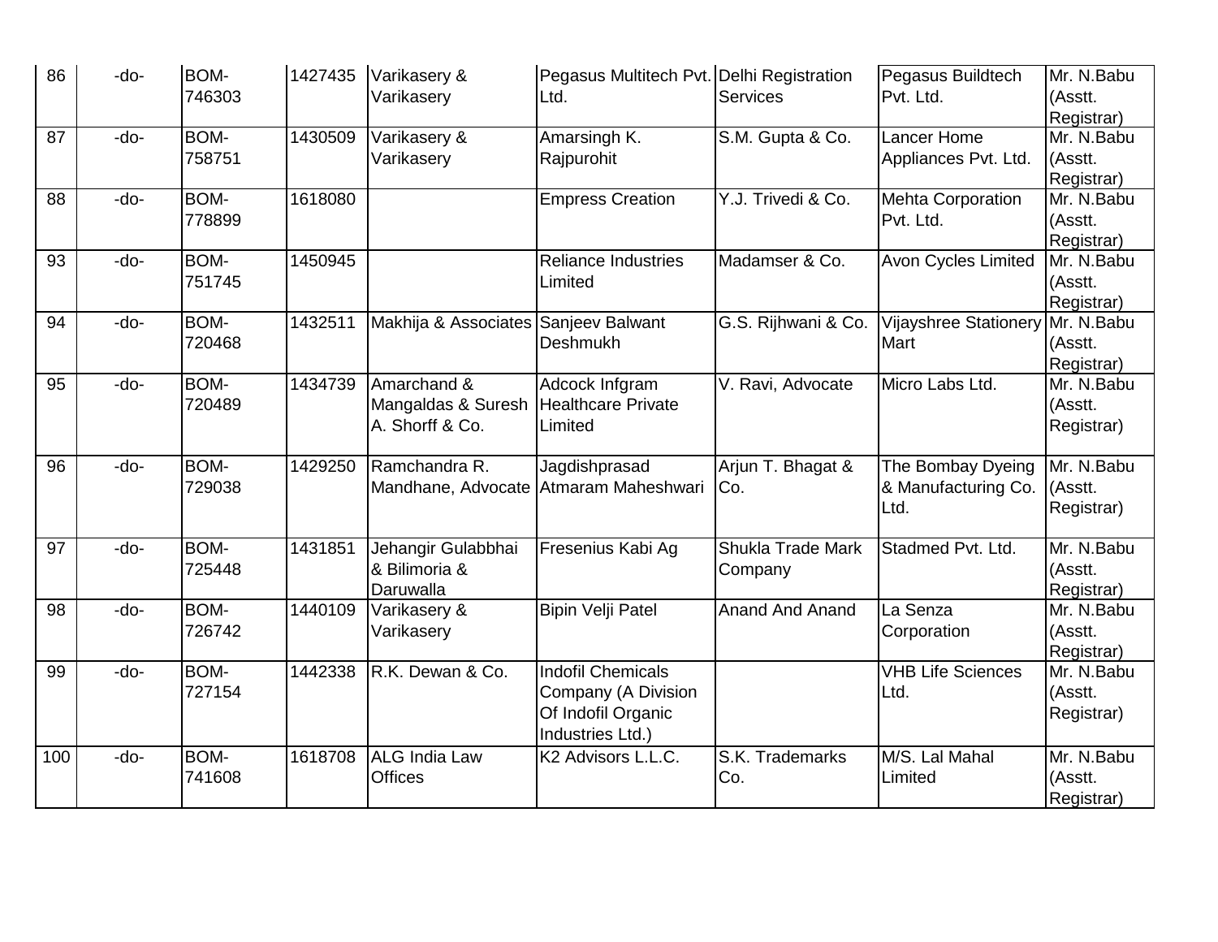| | | | | | | | | |
|---|---|---|---|---|---|---|---|---|
| 86 | -do- | BOM-746303 | 1427435 | Varikasery & Varikasery | Pegasus Multitech Pvt. Ltd. | Delhi Registration Services | Pegasus Buildtech Pvt. Ltd. | Mr. N.Babu (Asstt. Registrar) |
| 87 | -do- | BOM-758751 | 1430509 | Varikasery & Varikasery | Amarsingh K. Rajpurohit | S.M. Gupta & Co. | Lancer Home Appliances Pvt. Ltd. | Mr. N.Babu (Asstt. Registrar) |
| 88 | -do- | BOM-778899 | 1618080 | | Empress Creation | Y.J. Trivedi & Co. | Mehta Corporation Pvt. Ltd. | Mr. N.Babu (Asstt. Registrar) |
| 93 | -do- | BOM-751745 | 1450945 | | Reliance Industries Limited | Madamser & Co. | Avon Cycles Limited | Mr. N.Babu (Asstt. Registrar) |
| 94 | -do- | BOM-720468 | 1432511 | Makhija & Associates | Sanjeev Balwant Deshmukh | G.S. Rijhwani & Co. | Vijayshree Stationery Mart | Mr. N.Babu (Asstt. Registrar) |
| 95 | -do- | BOM-720489 | 1434739 | Amarchand & Mangaldas & Suresh A. Shorff & Co. | Adcock Infgram Healthcare Private Limited | V. Ravi, Advocate | Micro Labs Ltd. | Mr. N.Babu (Asstt. Registrar) |
| 96 | -do- | BOM-729038 | 1429250 | Ramchandra R. Mandhane, Advocate | Jagdishprasad Atmaram Maheshwari | Arjun T. Bhagat & Co. | The Bombay Dyeing & Manufacturing Co. Ltd. | Mr. N.Babu (Asstt. Registrar) |
| 97 | -do- | BOM-725448 | 1431851 | Jehangir Gulabbhai & Bilimoria & Daruwalla | Fresenius Kabi Ag | Shukla Trade Mark Company | Stadmed Pvt. Ltd. | Mr. N.Babu (Asstt. Registrar) |
| 98 | -do- | BOM-726742 | 1440109 | Varikasery & Varikasery | Bipin Velji Patel | Anand And Anand | La Senza Corporation | Mr. N.Babu (Asstt. Registrar) |
| 99 | -do- | BOM-727154 | 1442338 | R.K. Dewan & Co. | Indofil Chemicals Company (A Division Of Indofil Organic Industries Ltd.) | | VHB Life Sciences Ltd. | Mr. N.Babu (Asstt. Registrar) |
| 100 | -do- | BOM-741608 | 1618708 | ALG India Law Offices | K2 Advisors L.L.C. | S.K. Trademarks Co. | M/S. Lal Mahal Limited | Mr. N.Babu (Asstt. Registrar) |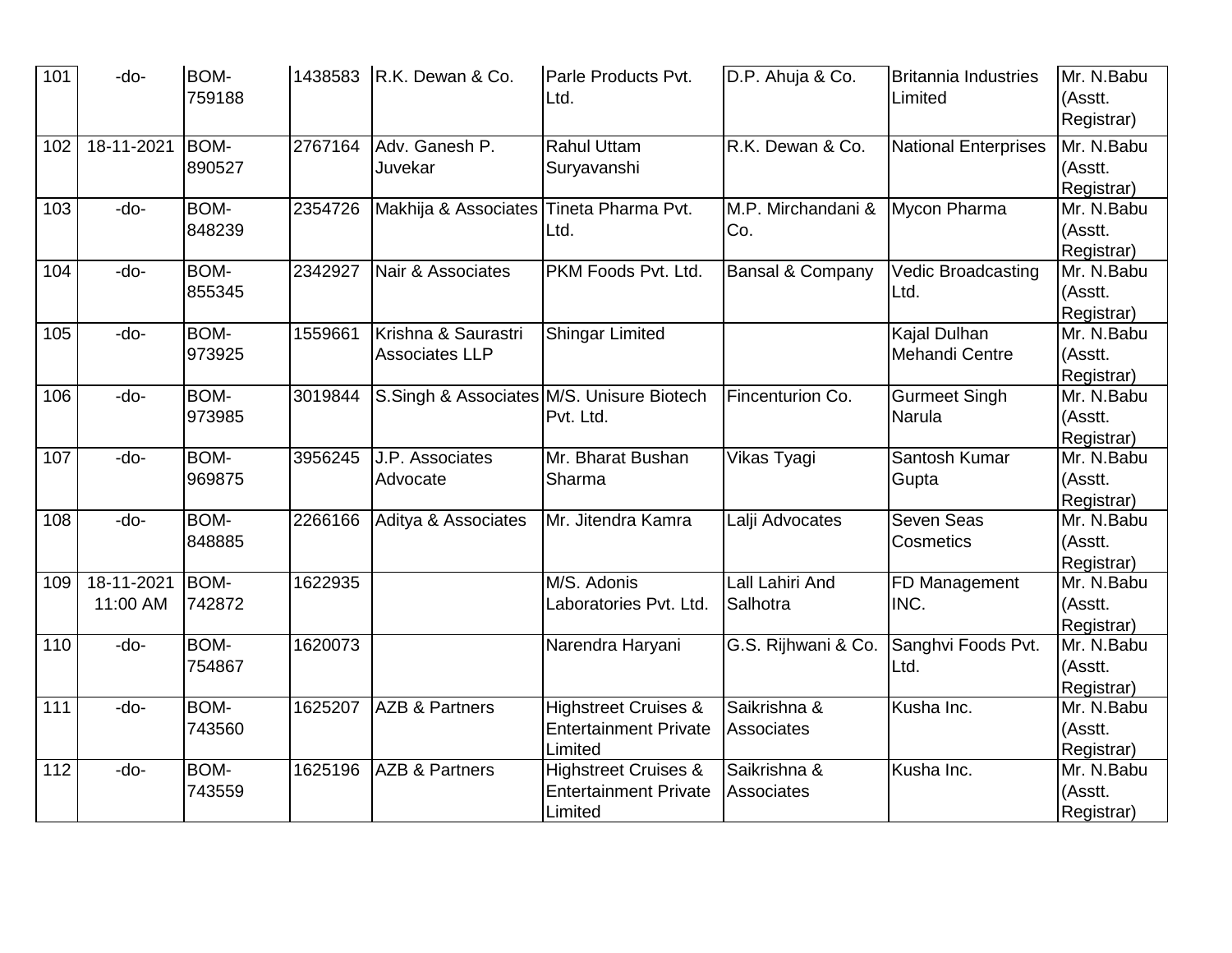| 101 | -do- | BOM-759188 | 1438583 | R.K. Dewan & Co. | Parle Products Pvt. Ltd. | D.P. Ahuja & Co. | Britannia Industries Limited | Mr. N.Babu (Asstt. Registrar) |
|---|---|---|---|---|---|---|---|---|
| 102 | 18-11-2021 | BOM-890527 | 2767164 | Adv. Ganesh P. Juvekar | Rahul Uttam Suryavanshi | R.K. Dewan & Co. | National Enterprises | Mr. N.Babu (Asstt. Registrar) |
| 103 | -do- | BOM-848239 | 2354726 | Makhija & Associates | Tineta Pharma Pvt. Ltd. | M.P. Mirchandani & Co. | Mycon Pharma | Mr. N.Babu (Asstt. Registrar) |
| 104 | -do- | BOM-855345 | 2342927 | Nair & Associates | PKM Foods Pvt. Ltd. | Bansal & Company | Vedic Broadcasting Ltd. | Mr. N.Babu (Asstt. Registrar) |
| 105 | -do- | BOM-973925 | 1559661 | Krishna & Saurastri Associates LLP | Shingar Limited | | Kajal Dulhan Mehandi Centre | Mr. N.Babu (Asstt. Registrar) |
| 106 | -do- | BOM-973985 | 3019844 | S.Singh & Associates | M/S. Unisure Biotech Pvt. Ltd. | Fincenturion Co. | Gurmeet Singh Narula | Mr. N.Babu (Asstt. Registrar) |
| 107 | -do- | BOM-969875 | 3956245 | J.P. Associates Advocate | Mr. Bharat Bushan Sharma | Vikas Tyagi | Santosh Kumar Gupta | Mr. N.Babu (Asstt. Registrar) |
| 108 | -do- | BOM-848885 | 2266166 | Aditya & Associates | Mr. Jitendra Kamra | Lalji Advocates | Seven Seas Cosmetics | Mr. N.Babu (Asstt. Registrar) |
| 109 | 18-11-2021 11:00 AM | BOM-742872 | 1622935 | | M/S. Adonis Laboratories Pvt. Ltd. | Lall Lahiri And Salhotra | FD Management INC. | Mr. N.Babu (Asstt. Registrar) |
| 110 | -do- | BOM-754867 | 1620073 | | Narendra Haryani | G.S. Rijhwani & Co. | Sanghvi Foods Pvt. Ltd. | Mr. N.Babu (Asstt. Registrar) |
| 111 | -do- | BOM-743560 | 1625207 | AZB & Partners | Highstreet Cruises & Entertainment Private Limited | Saikrishna & Associates | Kusha Inc. | Mr. N.Babu (Asstt. Registrar) |
| 112 | -do- | BOM-743559 | 1625196 | AZB & Partners | Highstreet Cruises & Entertainment Private Limited | Saikrishna & Associates | Kusha Inc. | Mr. N.Babu (Asstt. Registrar) |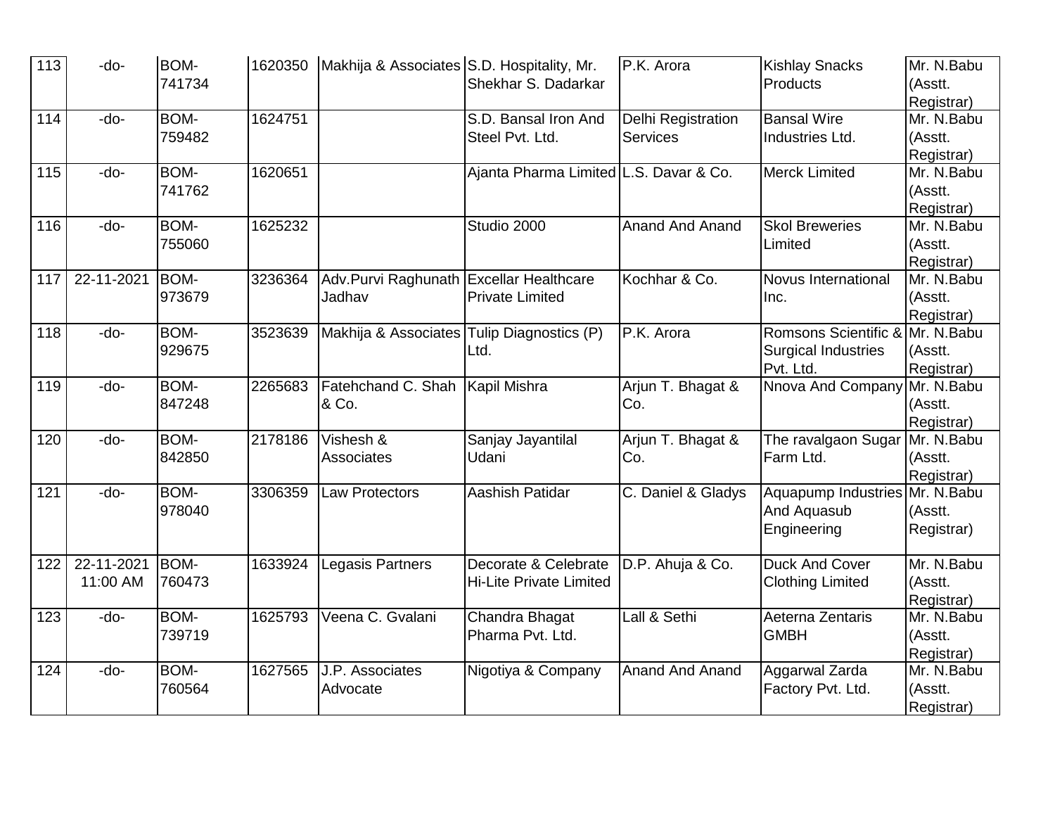| 113 | -do- | BOM-741734 | 1620350 | Makhija & Associates | S.D. Hospitality, Mr. Shekhar S. Dadarkar | P.K. Arora | Kishlay Snacks Products | Mr. N.Babu (Asstt. Registrar) |
|---|---|---|---|---|---|---|---|---|
| 114 | -do- | BOM-759482 | 1624751 | | S.D. Bansal Iron And Steel Pvt. Ltd. | Delhi Registration Services | Bansal Wire Industries Ltd. | Mr. N.Babu (Asstt. Registrar) |
| 115 | -do- | BOM-741762 | 1620651 | | Ajanta Pharma Limited | L.S. Davar & Co. | Merck Limited | Mr. N.Babu (Asstt. Registrar) |
| 116 | -do- | BOM-755060 | 1625232 | | Studio 2000 | Anand And Anand | Skol Breweries Limited | Mr. N.Babu (Asstt. Registrar) |
| 117 | 22-11-2021 | BOM-973679 | 3236364 | Adv.Purvi Raghunath Jadhav | Excellar Healthcare Private Limited | Kochhar & Co. | Novus International Inc. | Mr. N.Babu (Asstt. Registrar) |
| 118 | -do- | BOM-929675 | 3523639 | Makhija & Associates | Tulip Diagnostics (P) Ltd. | P.K. Arora | Romsons Scientific & Surgical Industries Pvt. Ltd. | Mr. N.Babu (Asstt. Registrar) |
| 119 | -do- | BOM-847248 | 2265683 | Fatehchand C. Shah & Co. | Kapil Mishra | Arjun T. Bhagat & Co. | Nnova And Company | Mr. N.Babu (Asstt. Registrar) |
| 120 | -do- | BOM-842850 | 2178186 | Vishesh & Associates | Sanjay Jayantilal Udani | Arjun T. Bhagat & Co. | The ravalgaon Sugar Farm Ltd. | Mr. N.Babu (Asstt. Registrar) |
| 121 | -do- | BOM-978040 | 3306359 | Law Protectors | Aashish Patidar | C. Daniel & Gladys | Aquapump Industries And Aquasub Engineering | Mr. N.Babu (Asstt. Registrar) |
| 122 | 22-11-2021 11:00 AM | BOM-760473 | 1633924 | Legasis Partners | Decorate & Celebrate Hi-Lite Private Limited | D.P. Ahuja & Co. | Duck And Cover Clothing Limited | Mr. N.Babu (Asstt. Registrar) |
| 123 | -do- | BOM-739719 | 1625793 | Veena C. Gvalani | Chandra Bhagat Pharma Pvt. Ltd. | Lall & Sethi | Aeterna Zentaris GMBH | Mr. N.Babu (Asstt. Registrar) |
| 124 | -do- | BOM-760564 | 1627565 | J.P. Associates Advocate | Nigotiya & Company | Anand And Anand | Aggarwal Zarda Factory Pvt. Ltd. | Mr. N.Babu (Asstt. Registrar) |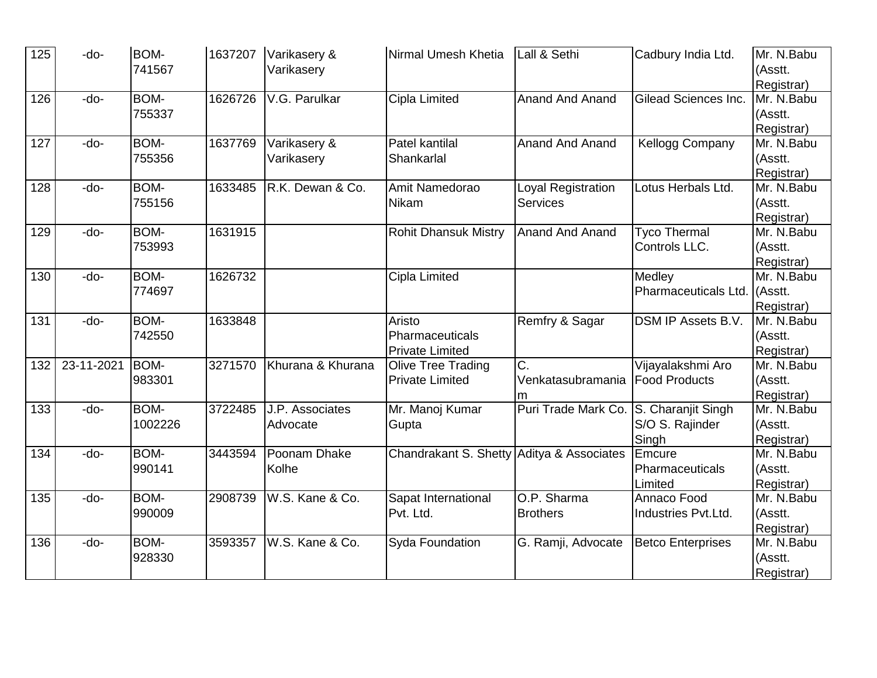| 125 | -do- | BOM-741567 | 1637207 | Varikasery & Varikasery | Nirmal Umesh Khetia | Lall & Sethi | Cadbury India Ltd. | Mr. N.Babu (Asstt. Registrar) |
|---|---|---|---|---|---|---|---|---|
| 126 | -do- | BOM-755337 | 1626726 | V.G. Parulkar | Cipla Limited | Anand And Anand | Gilead Sciences Inc. | Mr. N.Babu (Asstt. Registrar) |
| 127 | -do- | BOM-755356 | 1637769 | Varikasery & Varikasery | Patel kantilal Shankarlal | Anand And Anand | Kellogg Company | Mr. N.Babu (Asstt. Registrar) |
| 128 | -do- | BOM-755156 | 1633485 | R.K. Dewan & Co. | Amit Namedorao Nikam | Loyal Registration Services | Lotus Herbals Ltd. | Mr. N.Babu (Asstt. Registrar) |
| 129 | -do- | BOM-753993 | 1631915 | | Rohit Dhansuk Mistry | Anand And Anand | Tyco Thermal Controls LLC. | Mr. N.Babu (Asstt. Registrar) |
| 130 | -do- | BOM-774697 | 1626732 | | Cipla Limited | | Medley Pharmaceuticals Ltd. | Mr. N.Babu (Asstt. Registrar) |
| 131 | -do- | BOM-742550 | 1633848 | | Aristo Pharmaceuticals Private Limited | Remfry & Sagar | DSM IP Assets B.V. | Mr. N.Babu (Asstt. Registrar) |
| 132 | 23-11-2021 | BOM-983301 | 3271570 | Khurana & Khurana | Olive Tree Trading Private Limited | C. Venkatasubramaniam | Vijayalakshmi Aro Food Products | Mr. N.Babu (Asstt. Registrar) |
| 133 | -do- | BOM-1002226 | 3722485 | J.P. Associates Advocate | Mr. Manoj Kumar Gupta | Puri Trade Mark Co. | S. Charanjit Singh S/O S. Rajinder Singh | Mr. N.Babu (Asstt. Registrar) |
| 134 | -do- | BOM-990141 | 3443594 | Poonam Dhake Kolhe | Chandrakant S. Shetty | Aditya & Associates | Emcure Pharmaceuticals Limited | Mr. N.Babu (Asstt. Registrar) |
| 135 | -do- | BOM-990009 | 2908739 | W.S. Kane & Co. | Sapat International Pvt. Ltd. | O.P. Sharma Brothers | Annaco Food Industries Pvt.Ltd. | Mr. N.Babu (Asstt. Registrar) |
| 136 | -do- | BOM-928330 | 3593357 | W.S. Kane & Co. | Syda Foundation | G. Ramji, Advocate | Betco Enterprises | Mr. N.Babu (Asstt. Registrar) |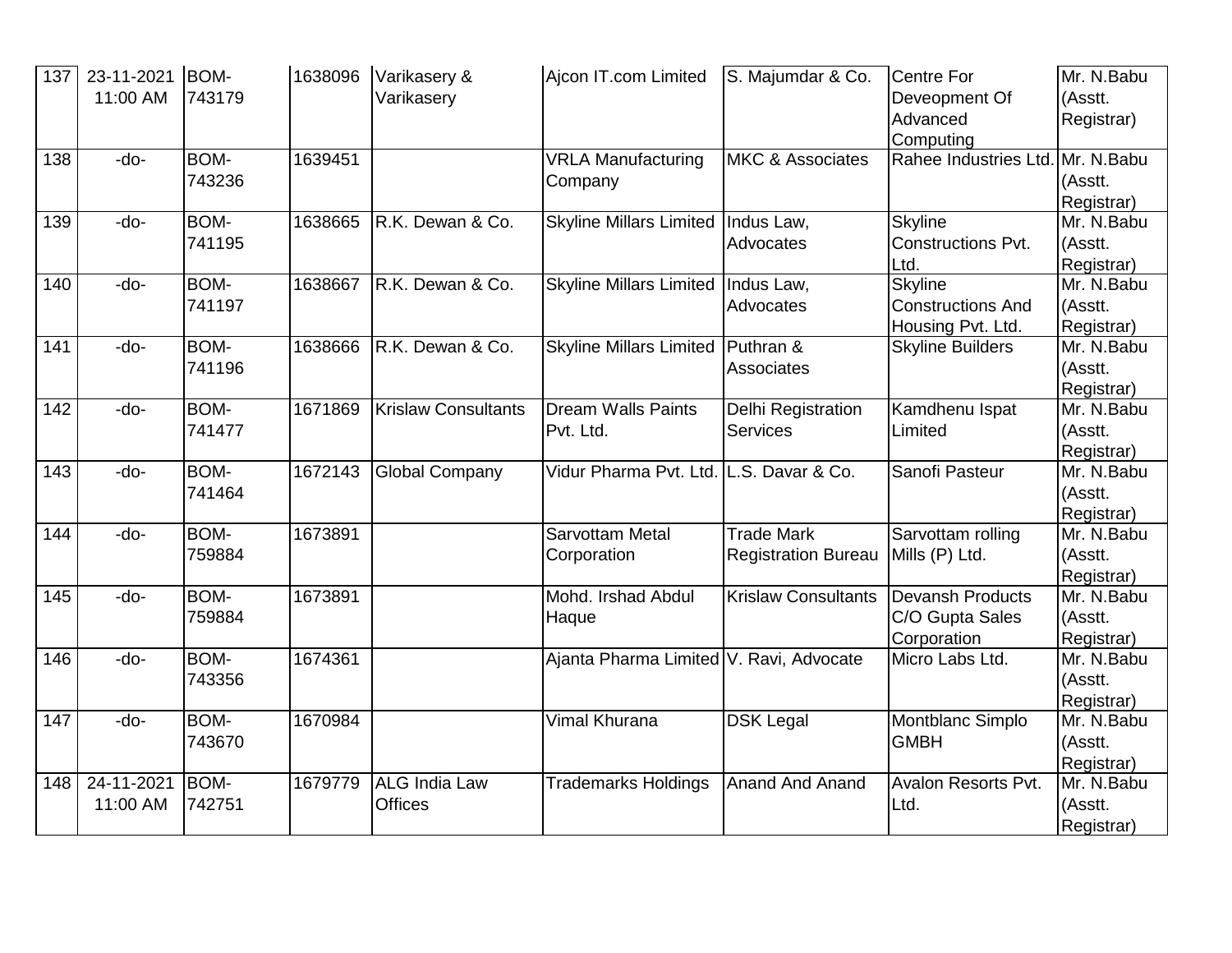| 137 | 23-11-2021 11:00 AM | BOM-743179 | 1638096 | Varikasery & Varikasery | Ajcon IT.com Limited | S. Majumdar & Co. | Centre For Deveopment Of Advanced Computing | Mr. N.Babu (Asstt. Registrar) |
|---|---|---|---|---|---|---|---|---|
| 138 | -do- | BOM-743236 | 1639451 | | VRLA Manufacturing Company | MKC & Associates | Rahee Industries Ltd. | Mr. N.Babu (Asstt. Registrar) |
| 139 | -do- | BOM-741195 | 1638665 | R.K. Dewan & Co. | Skyline Millars Limited | Indus Law, Advocates | Skyline Constructions Pvt. Ltd. | Mr. N.Babu (Asstt. Registrar) |
| 140 | -do- | BOM-741197 | 1638667 | R.K. Dewan & Co. | Skyline Millars Limited | Indus Law, Advocates | Skyline Constructions And Housing Pvt. Ltd. | Mr. N.Babu (Asstt. Registrar) |
| 141 | -do- | BOM-741196 | 1638666 | R.K. Dewan & Co. | Skyline Millars Limited | Puthran & Associates | Skyline Builders | Mr. N.Babu (Asstt. Registrar) |
| 142 | -do- | BOM-741477 | 1671869 | Krislaw Consultants | Dream Walls Paints Pvt. Ltd. | Delhi Registration Services | Kamdhenu Ispat Limited | Mr. N.Babu (Asstt. Registrar) |
| 143 | -do- | BOM-741464 | 1672143 | Global Company | Vidur Pharma Pvt. Ltd. | L.S. Davar & Co. | Sanofi Pasteur | Mr. N.Babu (Asstt. Registrar) |
| 144 | -do- | BOM-759884 | 1673891 | | Sarvottam Metal Corporation | Trade Mark Registration Bureau | Sarvottam rolling Mills (P) Ltd. | Mr. N.Babu (Asstt. Registrar) |
| 145 | -do- | BOM-759884 | 1673891 | | Mohd. Irshad Abdul Haque | Krislaw Consultants | Devansh Products C/O Gupta Sales Corporation | Mr. N.Babu (Asstt. Registrar) |
| 146 | -do- | BOM-743356 | 1674361 | | Ajanta Pharma Limited | V. Ravi, Advocate | Micro Labs Ltd. | Mr. N.Babu (Asstt. Registrar) |
| 147 | -do- | BOM-743670 | 1670984 | | Vimal Khurana | DSK Legal | Montblanc Simplo GMBH | Mr. N.Babu (Asstt. Registrar) |
| 148 | 24-11-2021 11:00 AM | BOM-742751 | 1679779 | ALG India Law Offices | Trademarks Holdings | Anand And Anand | Avalon Resorts Pvt. Ltd. | Mr. N.Babu (Asstt. Registrar) |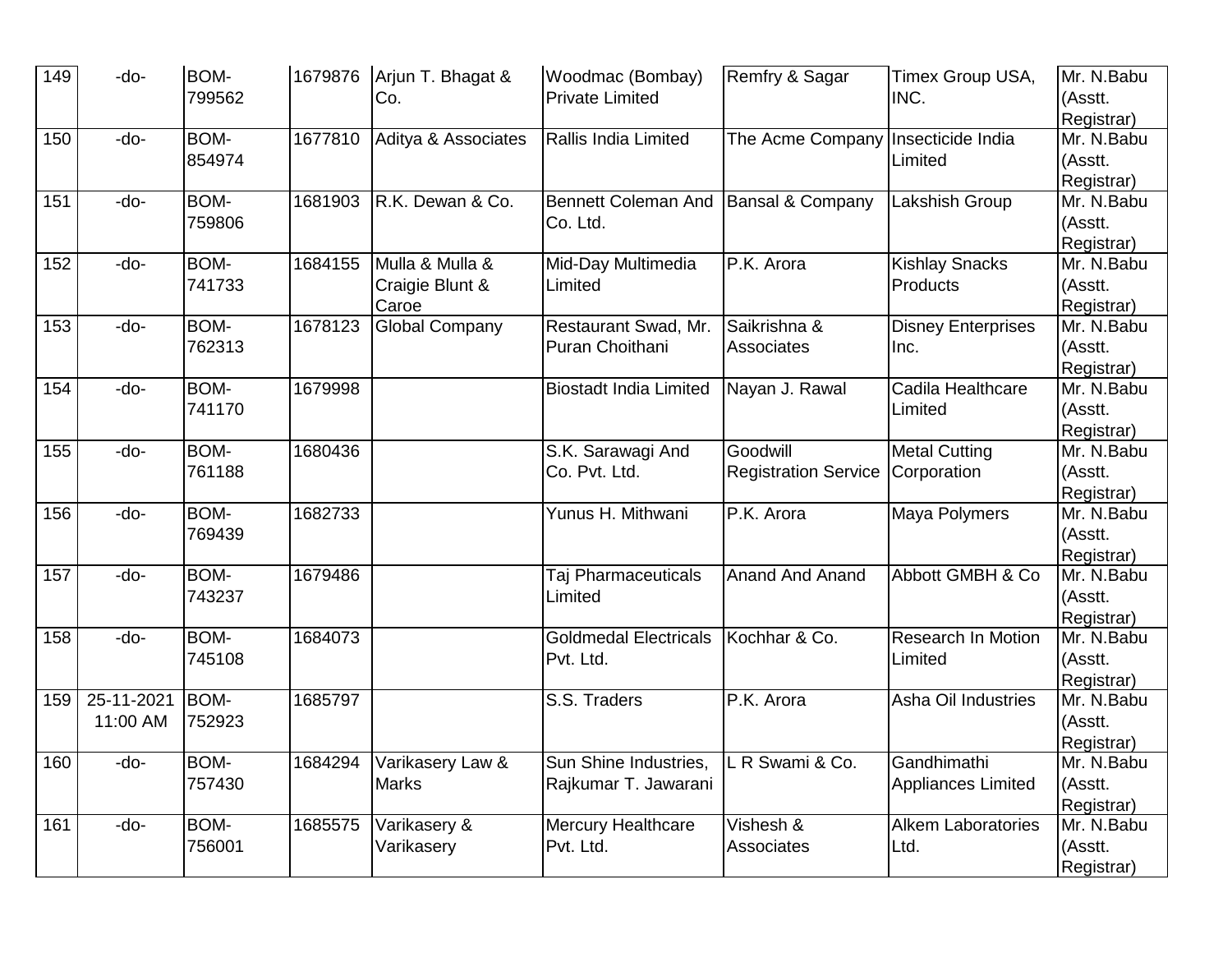| 149 | -do- | BOM-799562 | 1679876 | Arjun T. Bhagat & Co. | Woodmac (Bombay) Private Limited | Remfry & Sagar | Timex Group USA, INC. | Mr. N.Babu (Asstt. Registrar) |
|---|---|---|---|---|---|---|---|---|
| 150 | -do- | BOM-854974 | 1677810 | Aditya & Associates | Rallis India Limited | The Acme Company | Insecticide India Limited | Mr. N.Babu (Asstt. Registrar) |
| 151 | -do- | BOM-759806 | 1681903 | R.K. Dewan & Co. | Bennett Coleman And Co. Ltd. | Bansal & Company | Lakshish Group | Mr. N.Babu (Asstt. Registrar) |
| 152 | -do- | BOM-741733 | 1684155 | Mulla & Mulla & Craigie Blunt & Caroe | Mid-Day Multimedia Limited | P.K. Arora | Kishlay Snacks Products | Mr. N.Babu (Asstt. Registrar) |
| 153 | -do- | BOM-762313 | 1678123 | Global Company | Restaurant Swad, Mr. Puran Choithani | Saikrishna & Associates | Disney Enterprises Inc. | Mr. N.Babu (Asstt. Registrar) |
| 154 | -do- | BOM-741170 | 1679998 | | Biostadt India Limited | Nayan J. Rawal | Cadila Healthcare Limited | Mr. N.Babu (Asstt. Registrar) |
| 155 | -do- | BOM-761188 | 1680436 | | S.K. Sarawagi And Co. Pvt. Ltd. | Goodwill Registration Service | Metal Cutting Corporation | Mr. N.Babu (Asstt. Registrar) |
| 156 | -do- | BOM-769439 | 1682733 | | Yunus H. Mithwani | P.K. Arora | Maya Polymers | Mr. N.Babu (Asstt. Registrar) |
| 157 | -do- | BOM-743237 | 1679486 | | Taj Pharmaceuticals Limited | Anand And Anand | Abbott GMBH & Co | Mr. N.Babu (Asstt. Registrar) |
| 158 | -do- | BOM-745108 | 1684073 | | Goldmedal Electricals Pvt. Ltd. | Kochhar & Co. | Research In Motion Limited | Mr. N.Babu (Asstt. Registrar) |
| 159 | 25-11-2021 11:00 AM | BOM-752923 | 1685797 | | S.S. Traders | P.K. Arora | Asha Oil Industries | Mr. N.Babu (Asstt. Registrar) |
| 160 | -do- | BOM-757430 | 1684294 | Varikasery Law & Marks | Sun Shine Industries, Rajkumar T. Jawarani | L R Swami & Co. | Gandhimathi Appliances Limited | Mr. N.Babu (Asstt. Registrar) |
| 161 | -do- | BOM-756001 | 1685575 | Varikasery & Varikasery | Mercury Healthcare Pvt. Ltd. | Vishesh & Associates | Alkem Laboratories Ltd. | Mr. N.Babu (Asstt. Registrar) |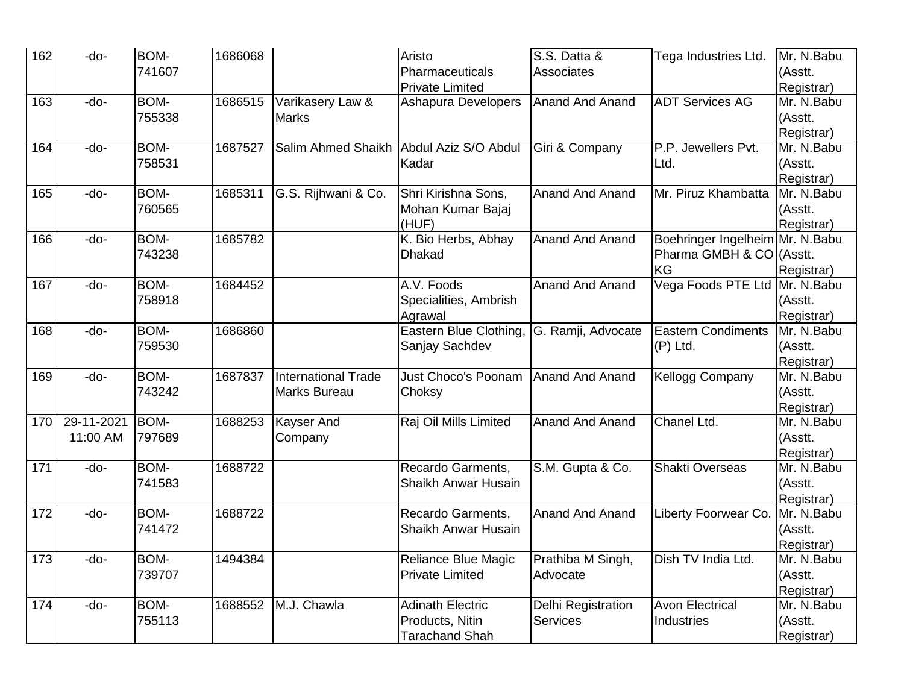| 162 | -do- | BOM-741607 | 1686068 | | Aristo Pharmaceuticals Private Limited | S.S. Datta & Associates | Tega Industries Ltd. | Mr. N.Babu (Asstt. Registrar) |
|---|---|---|---|---|---|---|---|---|
| 163 | -do- | BOM-755338 | 1686515 | Varikasery Law & Marks | Ashapura Developers | Anand And Anand | ADT Services AG | Mr. N.Babu (Asstt. Registrar) |
| 164 | -do- | BOM-758531 | 1687527 | Salim Ahmed Shaikh | Abdul Aziz S/O Abdul Kadar | Giri & Company | P.P. Jewellers Pvt. Ltd. | Mr. N.Babu (Asstt. Registrar) |
| 165 | -do- | BOM-760565 | 1685311 | G.S. Rijhwani & Co. | Shri Kirishna Sons, Mohan Kumar Bajaj (HUF) | Anand And Anand | Mr. Piruz Khambatta | Mr. N.Babu (Asstt. Registrar) |
| 166 | -do- | BOM-743238 | 1685782 | | K. Bio Herbs, Abhay Dhakad | Anand And Anand | Boehringer Ingelheim Pharma GMBH & CO KG | Mr. N.Babu (Asstt. Registrar) |
| 167 | -do- | BOM-758918 | 1684452 | | A.V. Foods Specialities, Ambrish Agrawal | Anand And Anand | Vega Foods PTE Ltd | Mr. N.Babu (Asstt. Registrar) |
| 168 | -do- | BOM-759530 | 1686860 | | Eastern Blue Clothing, Sanjay Sachdev | G. Ramji, Advocate | Eastern Condiments (P) Ltd. | Mr. N.Babu (Asstt. Registrar) |
| 169 | -do- | BOM-743242 | 1687837 | International Trade Marks Bureau | Just Choco's Poonam Choksy | Anand And Anand | Kellogg Company | Mr. N.Babu (Asstt. Registrar) |
| 170 | 29-11-2021 11:00 AM | BOM-797689 | 1688253 | Kayser And Company | Raj Oil Mills Limited | Anand And Anand | Chanel Ltd. | Mr. N.Babu (Asstt. Registrar) |
| 171 | -do- | BOM-741583 | 1688722 | | Recardo Garments, Shaikh Anwar Husain | S.M. Gupta & Co. | Shakti Overseas | Mr. N.Babu (Asstt. Registrar) |
| 172 | -do- | BOM-741472 | 1688722 | | Recardo Garments, Shaikh Anwar Husain | Anand And Anand | Liberty Foorwear Co. | Mr. N.Babu (Asstt. Registrar) |
| 173 | -do- | BOM-739707 | 1494384 | | Reliance Blue Magic Private Limited | Prathiba M Singh, Advocate | Dish TV India Ltd. | Mr. N.Babu (Asstt. Registrar) |
| 174 | -do- | BOM-755113 | 1688552 | M.J. Chawla | Adinath Electric Products, Nitin Tarachand Shah | Delhi Registration Services | Avon Electrical Industries | Mr. N.Babu (Asstt. Registrar) |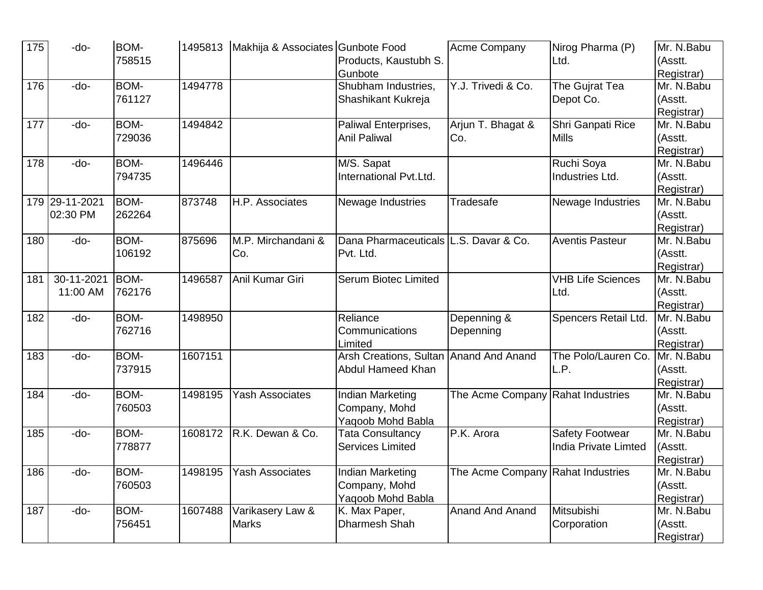| 175 | -do- | BOM-758515 | 1495813 | Makhija & Associates | Gunbote Food Products, Kaustubh S. Gunbote | Acme Company | Nirog Pharma (P) Ltd. | Mr. N.Babu (Asstt. Registrar) |
|---|---|---|---|---|---|---|---|---|
| 176 | -do- | BOM-761127 | 1494778 | | Shubham Industries, Shashikant Kukreja | Y.J. Trivedi & Co. | The Gujrat Tea Depot Co. | Mr. N.Babu (Asstt. Registrar) |
| 177 | -do- | BOM-729036 | 1494842 | | Paliwal Enterprises, Anil Paliwal | Arjun T. Bhagat & Co. | Shri Ganpati Rice Mills | Mr. N.Babu (Asstt. Registrar) |
| 178 | -do- | BOM-794735 | 1496446 | | M/S. Sapat International Pvt.Ltd. | | Ruchi Soya Industries Ltd. | Mr. N.Babu (Asstt. Registrar) |
| 179 | 29-11-2021 02:30 PM | BOM-262264 | 873748 | H.P. Associates | Newage Industries | Tradesafe | Newage Industries | Mr. N.Babu (Asstt. Registrar) |
| 180 | -do- | BOM-106192 | 875696 | M.P. Mirchandani & Co. | Dana Pharmaceuticals Pvt. Ltd. | L.S. Davar & Co. | Aventis Pasteur | Mr. N.Babu (Asstt. Registrar) |
| 181 | 30-11-2021 11:00 AM | BOM-762176 | 1496587 | Anil Kumar Giri | Serum Biotec Limited | | VHB Life Sciences Ltd. | Mr. N.Babu (Asstt. Registrar) |
| 182 | -do- | BOM-762716 | 1498950 | | Reliance Communications Limited | Depenning & Depenning | Spencers Retail Ltd. | Mr. N.Babu (Asstt. Registrar) |
| 183 | -do- | BOM-737915 | 1607151 | | Arsh Creations, Sultan Abdul Hameed Khan | Anand And Anand | The Polo/Lauren Co. L.P. | Mr. N.Babu (Asstt. Registrar) |
| 184 | -do- | BOM-760503 | 1498195 | Yash Associates | Indian Marketing Company, Mohd Yaqoob Mohd Babla | The Acme Company | Rahat Industries | Mr. N.Babu (Asstt. Registrar) |
| 185 | -do- | BOM-778877 | 1608172 | R.K. Dewan & Co. | Tata Consultancy Services Limited | P.K. Arora | Safety Footwear India Private Limted | Mr. N.Babu (Asstt. Registrar) |
| 186 | -do- | BOM-760503 | 1498195 | Yash Associates | Indian Marketing Company, Mohd Yaqoob Mohd Babla | The Acme Company | Rahat Industries | Mr. N.Babu (Asstt. Registrar) |
| 187 | -do- | BOM-756451 | 1607488 | Varikasery Law & Marks | K. Max Paper, Dharmesh Shah | Anand And Anand | Mitsubishi Corporation | Mr. N.Babu (Asstt. Registrar) |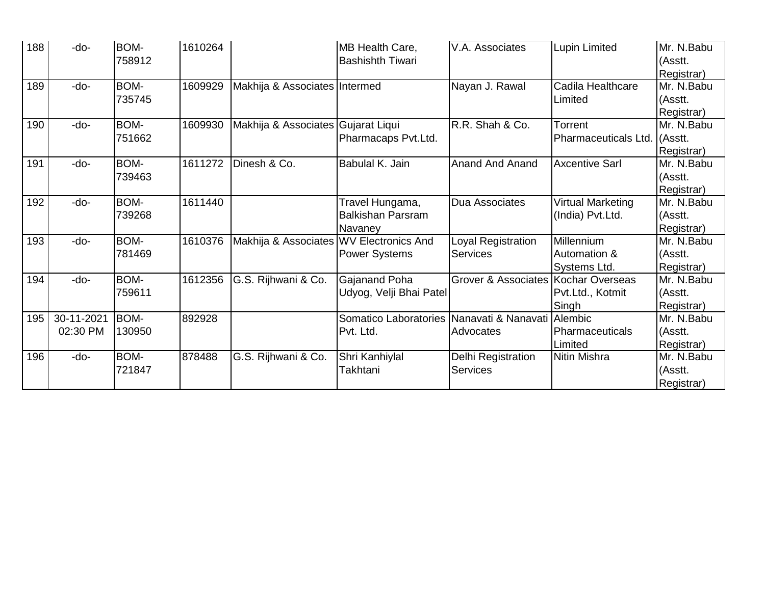| | | | | | | | | |
|---|---|---|---|---|---|---|---|---|
| 188 | -do- | BOM-758912 | 1610264 | | MB Health Care, Bashishth Tiwari | V.A. Associates | Lupin Limited | Mr. N.Babu (Asstt. Registrar) |
| 189 | -do- | BOM-735745 | 1609929 | Makhija & Associates | Intermed | Nayan J. Rawal | Cadila Healthcare Limited | Mr. N.Babu (Asstt. Registrar) |
| 190 | -do- | BOM-751662 | 1609930 | Makhija & Associates | Gujarat Liqui Pharmacaps Pvt.Ltd. | R.R. Shah & Co. | Torrent Pharmaceuticals Ltd. | Mr. N.Babu (Asstt. Registrar) |
| 191 | -do- | BOM-739463 | 1611272 | Dinesh & Co. | Babulal K. Jain | Anand And Anand | Axcentive Sarl | Mr. N.Babu (Asstt. Registrar) |
| 192 | -do- | BOM-739268 | 1611440 | | Travel Hungama, Balkishan Parsram Navaney | Dua Associates | Virtual Marketing (India) Pvt.Ltd. | Mr. N.Babu (Asstt. Registrar) |
| 193 | -do- | BOM-781469 | 1610376 | Makhija & Associates | WV Electronics And Power Systems | Loyal Registration Services | Millennium Automation & Systems Ltd. | Mr. N.Babu (Asstt. Registrar) |
| 194 | -do- | BOM-759611 | 1612356 | G.S. Rijhwani & Co. | Gajanand Poha Udyog, Velji Bhai Patel | Grover & Associates | Kochar Overseas Pvt.Ltd., Kotmit Singh | Mr. N.Babu (Asstt. Registrar) |
| 195 | 30-11-2021 02:30 PM | BOM-130950 | 892928 | | Somatico Laboratories Pvt. Ltd. | Nanavati & Nanavati Advocates | Alembic Pharmaceuticals Limited | Mr. N.Babu (Asstt. Registrar) |
| 196 | -do- | BOM-721847 | 878488 | G.S. Rijhwani & Co. | Shri Kanhiylal Takhtani | Delhi Registration Services | Nitin Mishra | Mr. N.Babu (Asstt. Registrar) |